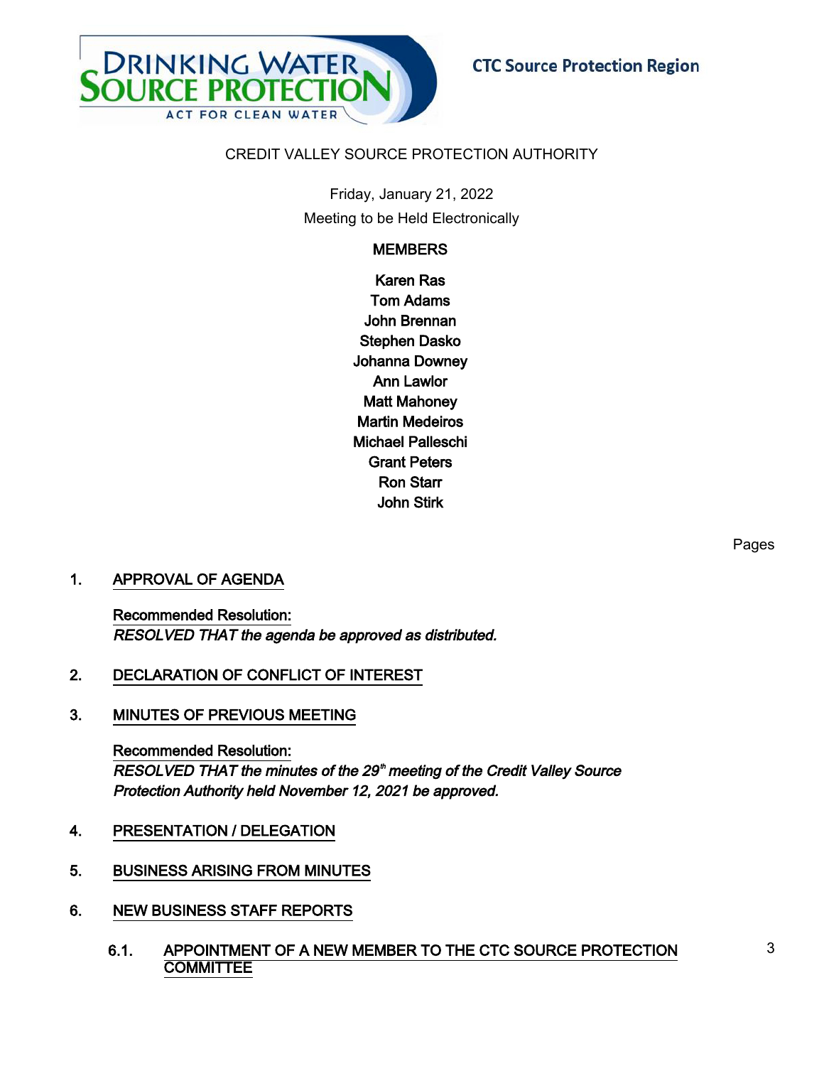CTC Source Protection Region

# CREDIT VALLEY SOURCE PROTECTION AUTHORITY

Friday, January 21, 2022

Meeting to be Held Electronically

**MEMBERS**

Karen Ras
Tom Adams
John Brennan
Stephen Dasko
Johanna Downey
Ann Lawlor
Matt Mahoney
Martin Medeiros
Michael Palleschi
Grant Peters
Ron Starr
John Stirk

Pages

1. APPROVAL OF AGENDA

   Recommended Resolution:
   *RESOLVED THAT the agenda be approved as distributed.*

2. DECLARATION OF CONFLICT OF INTEREST

3. MINUTES OF PREVIOUS MEETING

   Recommended Resolution:
   *RESOLVED THAT the minutes of the 29th meeting of the Credit Valley Source Protection Authority held November 12, 2021 be approved.*

4. PRESENTATION / DELEGATION

5. BUSINESS ARISING FROM MINUTES

6. NEW BUSINESS STAFF REPORTS

   6.1. APPOINTMENT OF A NEW MEMBER TO THE CTC SOURCE PROTECTION COMMITTEE — 3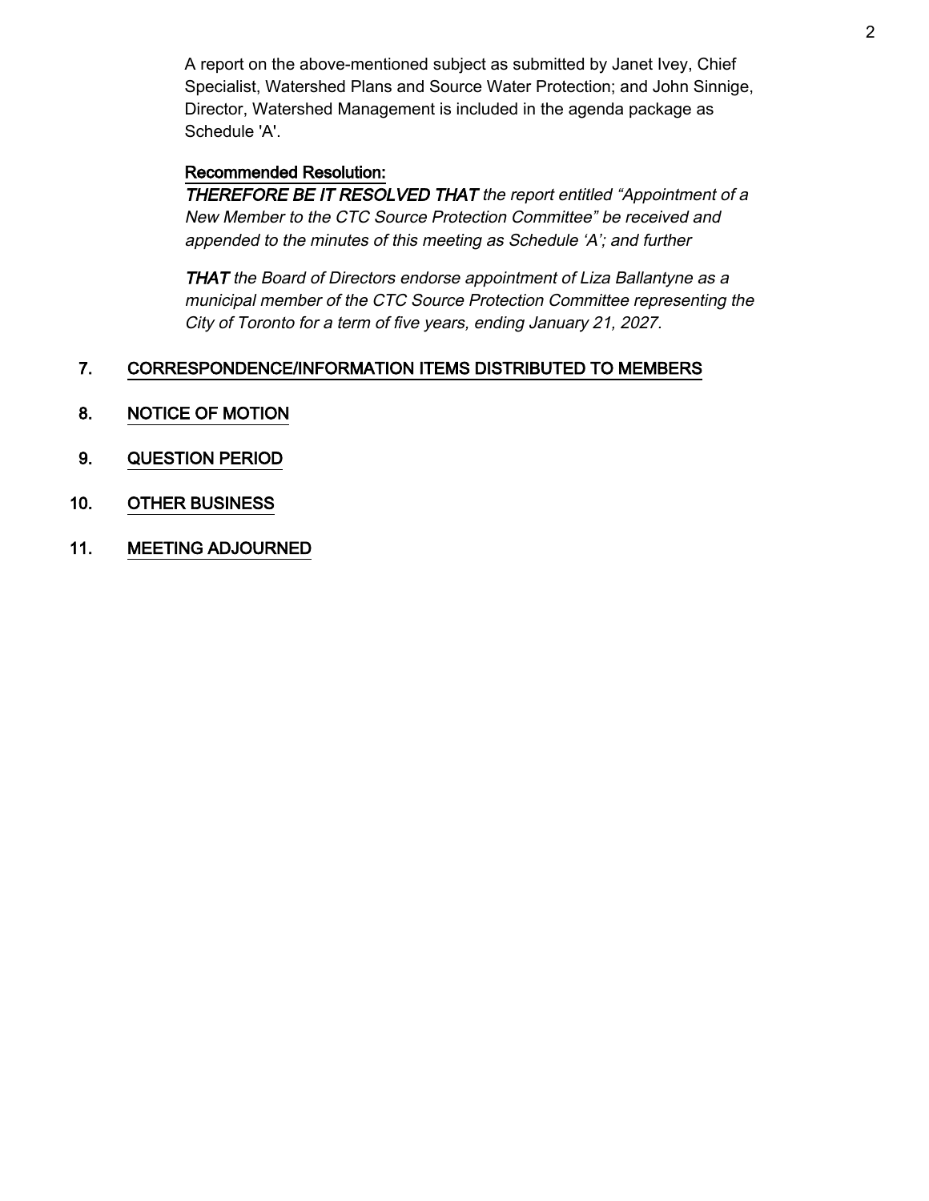A report on the above-mentioned subject as submitted by Janet Ivey, Chief Specialist, Watershed Plans and Source Water Protection; and John Sinnige, Director, Watershed Management is included in the agenda package as Schedule 'A'.

**Recommended Resolution:**

***THEREFORE BE IT RESOLVED THAT*** *the report entitled "Appointment of a New Member to the CTC Source Protection Committee" be received and appended to the minutes of this meeting as Schedule 'A'; and further*

***THAT*** *the Board of Directors endorse appointment of Liza Ballantyne as a municipal member of the CTC Source Protection Committee representing the City of Toronto for a term of five years, ending January 21, 2027*.

7. CORRESPONDENCE/INFORMATION ITEMS DISTRIBUTED TO MEMBERS

8. NOTICE OF MOTION

9. QUESTION PERIOD

10. OTHER BUSINESS

11. MEETING ADJOURNED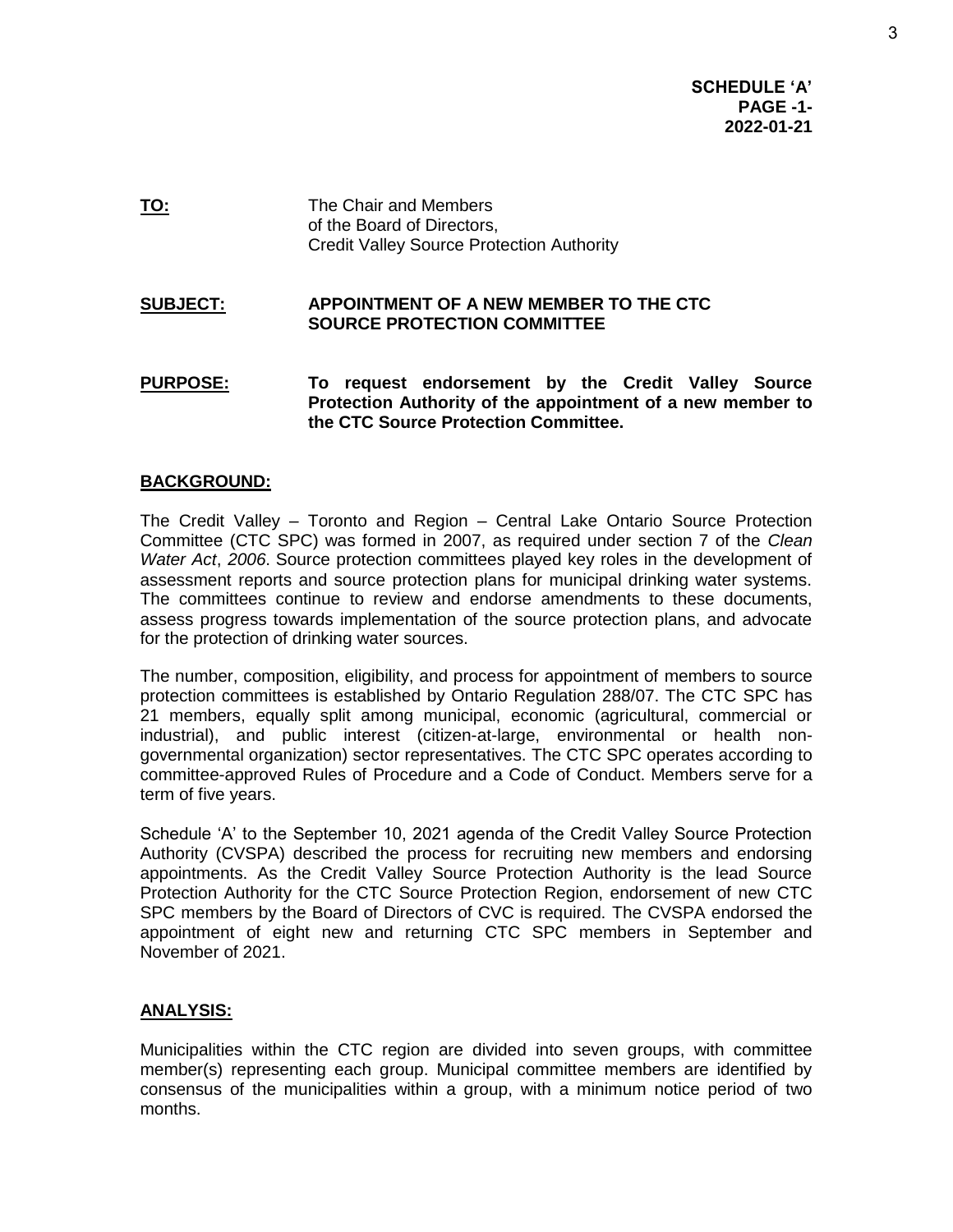**SCHEDULE 'A'**
**PAGE -1-**
**2022-01-21**

**TO:** The Chair and Members of the Board of Directors, Credit Valley Source Protection Authority

**SUBJECT:** **APPOINTMENT OF A NEW MEMBER TO THE CTC SOURCE PROTECTION COMMITTEE**

**PURPOSE:** **To request endorsement by the Credit Valley Source Protection Authority of the appointment of a new member to the CTC Source Protection Committee.**

## BACKGROUND:

The Credit Valley – Toronto and Region – Central Lake Ontario Source Protection Committee (CTC SPC) was formed in 2007, as required under section 7 of the *Clean Water Act*, *2006*. Source protection committees played key roles in the development of assessment reports and source protection plans for municipal drinking water systems. The committees continue to review and endorse amendments to these documents, assess progress towards implementation of the source protection plans, and advocate for the protection of drinking water sources.

The number, composition, eligibility, and process for appointment of members to source protection committees is established by Ontario Regulation 288/07. The CTC SPC has 21 members, equally split among municipal, economic (agricultural, commercial or industrial), and public interest (citizen-at-large, environmental or health non-governmental organization) sector representatives. The CTC SPC operates according to committee-approved Rules of Procedure and a Code of Conduct. Members serve for a term of five years.

Schedule 'A' to the September 10, 2021 agenda of the Credit Valley Source Protection Authority (CVSPA) described the process for recruiting new members and endorsing appointments. As the Credit Valley Source Protection Authority is the lead Source Protection Authority for the CTC Source Protection Region, endorsement of new CTC SPC members by the Board of Directors of CVC is required. The CVSPA endorsed the appointment of eight new and returning CTC SPC members in September and November of 2021.

## ANALYSIS:

Municipalities within the CTC region are divided into seven groups, with committee member(s) representing each group. Municipal committee members are identified by consensus of the municipalities within a group, with a minimum notice period of two months.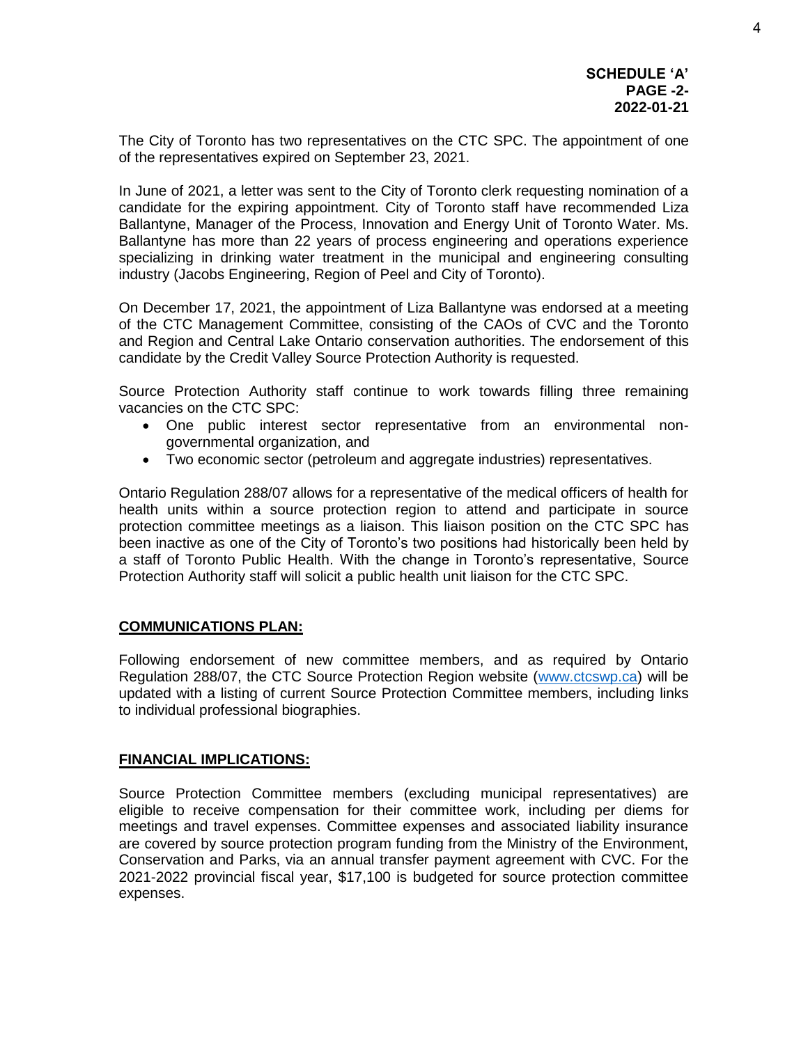**SCHEDULE 'A'**
**PAGE -2-**
**2022-01-21**

The City of Toronto has two representatives on the CTC SPC. The appointment of one of the representatives expired on September 23, 2021.

In June of 2021, a letter was sent to the City of Toronto clerk requesting nomination of a candidate for the expiring appointment. City of Toronto staff have recommended Liza Ballantyne, Manager of the Process, Innovation and Energy Unit of Toronto Water. Ms. Ballantyne has more than 22 years of process engineering and operations experience specializing in drinking water treatment in the municipal and engineering consulting industry (Jacobs Engineering, Region of Peel and City of Toronto).

On December 17, 2021, the appointment of Liza Ballantyne was endorsed at a meeting of the CTC Management Committee, consisting of the CAOs of CVC and the Toronto and Region and Central Lake Ontario conservation authorities. The endorsement of this candidate by the Credit Valley Source Protection Authority is requested.

Source Protection Authority staff continue to work towards filling three remaining vacancies on the CTC SPC:

- One public interest sector representative from an environmental non-governmental organization, and
- Two economic sector (petroleum and aggregate industries) representatives.

Ontario Regulation 288/07 allows for a representative of the medical officers of health for health units within a source protection region to attend and participate in source protection committee meetings as a liaison. This liaison position on the CTC SPC has been inactive as one of the City of Toronto's two positions had historically been held by a staff of Toronto Public Health. With the change in Toronto's representative, Source Protection Authority staff will solicit a public health unit liaison for the CTC SPC.

**COMMUNICATIONS PLAN:**

Following endorsement of new committee members, and as required by Ontario Regulation 288/07, the CTC Source Protection Region website (www.ctcswp.ca) will be updated with a listing of current Source Protection Committee members, including links to individual professional biographies.

**FINANCIAL IMPLICATIONS:**

Source Protection Committee members (excluding municipal representatives) are eligible to receive compensation for their committee work, including per diems for meetings and travel expenses. Committee expenses and associated liability insurance are covered by source protection program funding from the Ministry of the Environment, Conservation and Parks, via an annual transfer payment agreement with CVC. For the 2021-2022 provincial fiscal year, $17,100 is budgeted for source protection committee expenses.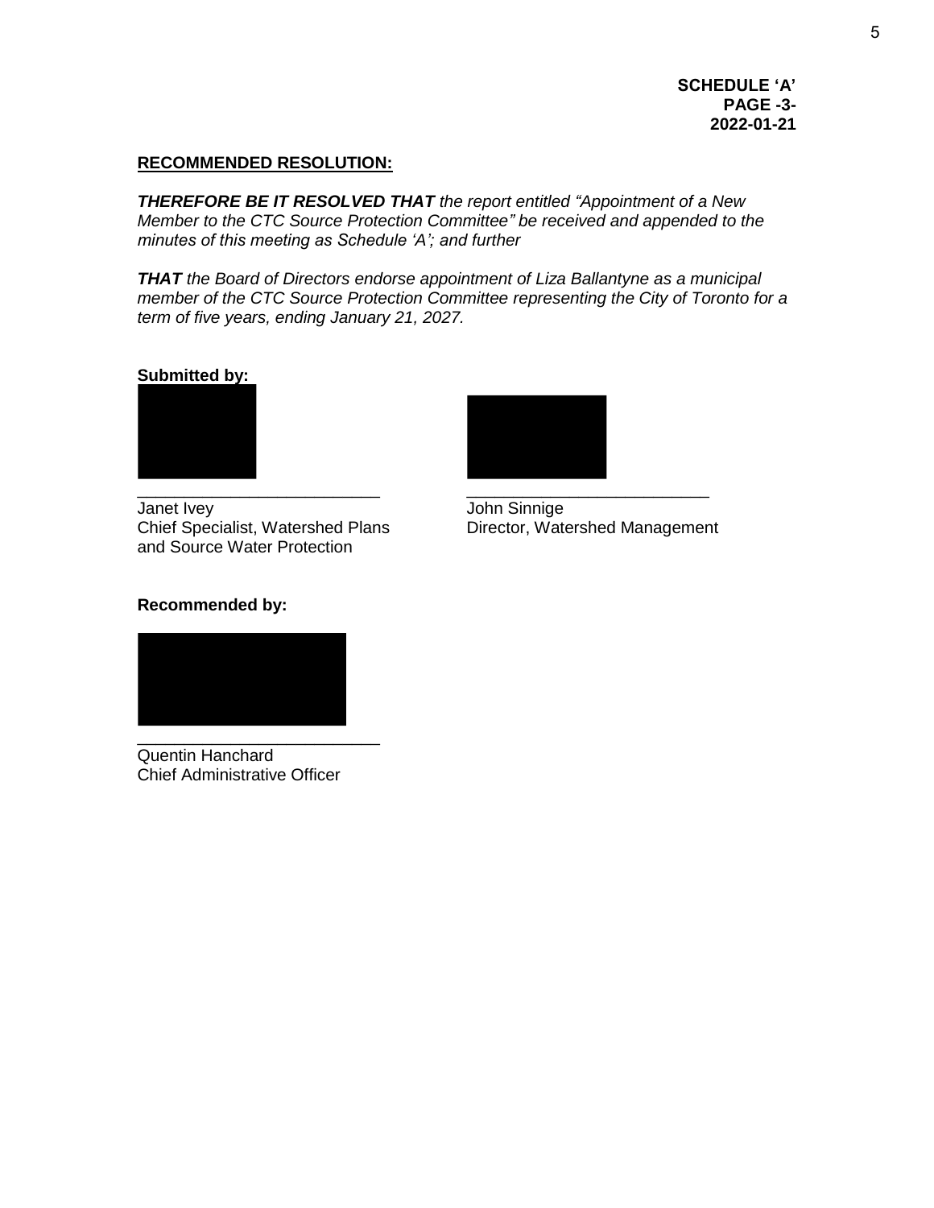**SCHEDULE 'A'**
**PAGE -3-**
**2022-01-21**

**RECOMMENDED RESOLUTION:**

***THEREFORE BE IT RESOLVED THAT*** *the report entitled "Appointment of a New Member to the CTC Source Protection Committee" be received and appended to the minutes of this meeting as Schedule 'A'; and further*

***THAT*** *the Board of Directors endorse appointment of Liza Ballantyne as a municipal member of the CTC Source Protection Committee representing the City of Toronto for a term of five years, ending January 21, 2027.*

**Submitted by:**

\_\_\_\_\_\_\_\_\_\_\_\_\_\_\_\_\_\_\_\_\_\_\_\_\_\_
Janet Ivey
Chief Specialist, Watershed Plans and Source Water Protection

\_\_\_\_\_\_\_\_\_\_\_\_\_\_\_\_\_\_\_\_\_\_\_\_\_\_
John Sinnige
Director, Watershed Management

**Recommended by:**

\_\_\_\_\_\_\_\_\_\_\_\_\_\_\_\_\_\_\_\_\_\_\_\_\_\_
Quentin Hanchard
Chief Administrative Officer